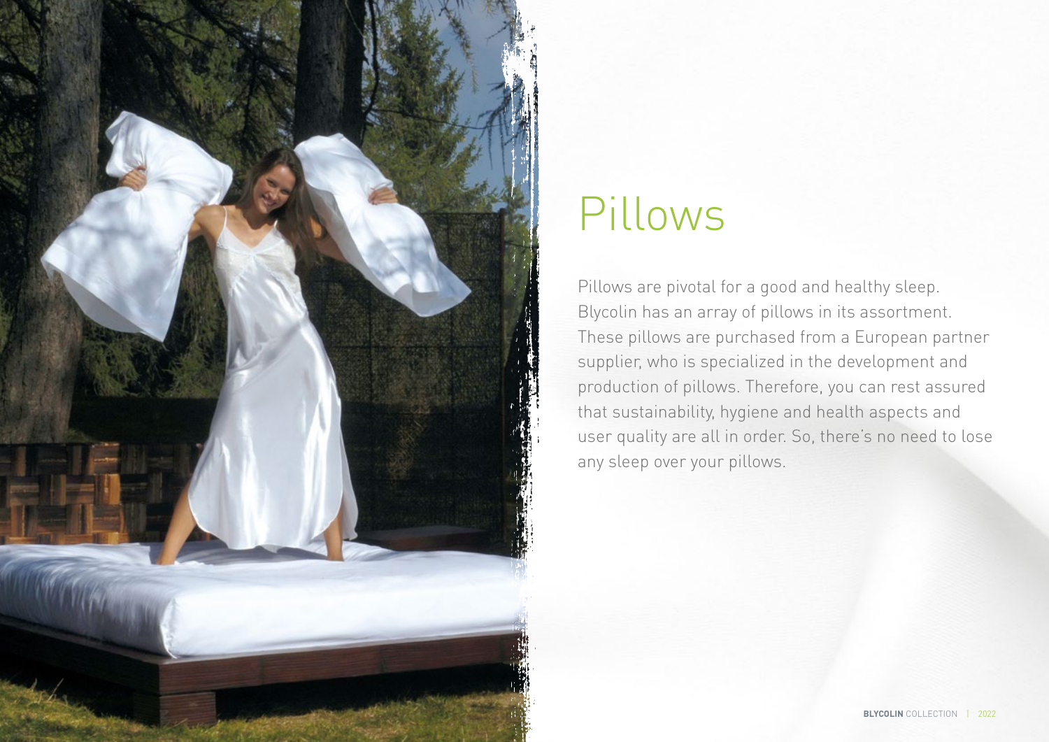# Pillows

Pillows are pivotal for a good and healthy sleep. Blycolin has an array of pillows in its assortment. These pillows are purchased from a European partner supplier, who is specialized in the development and production of pillows. Therefore, you can rest assured that sustainability, hygiene and health aspects and user quality are all in order. So, there's no need to lose any sleep over your pillows.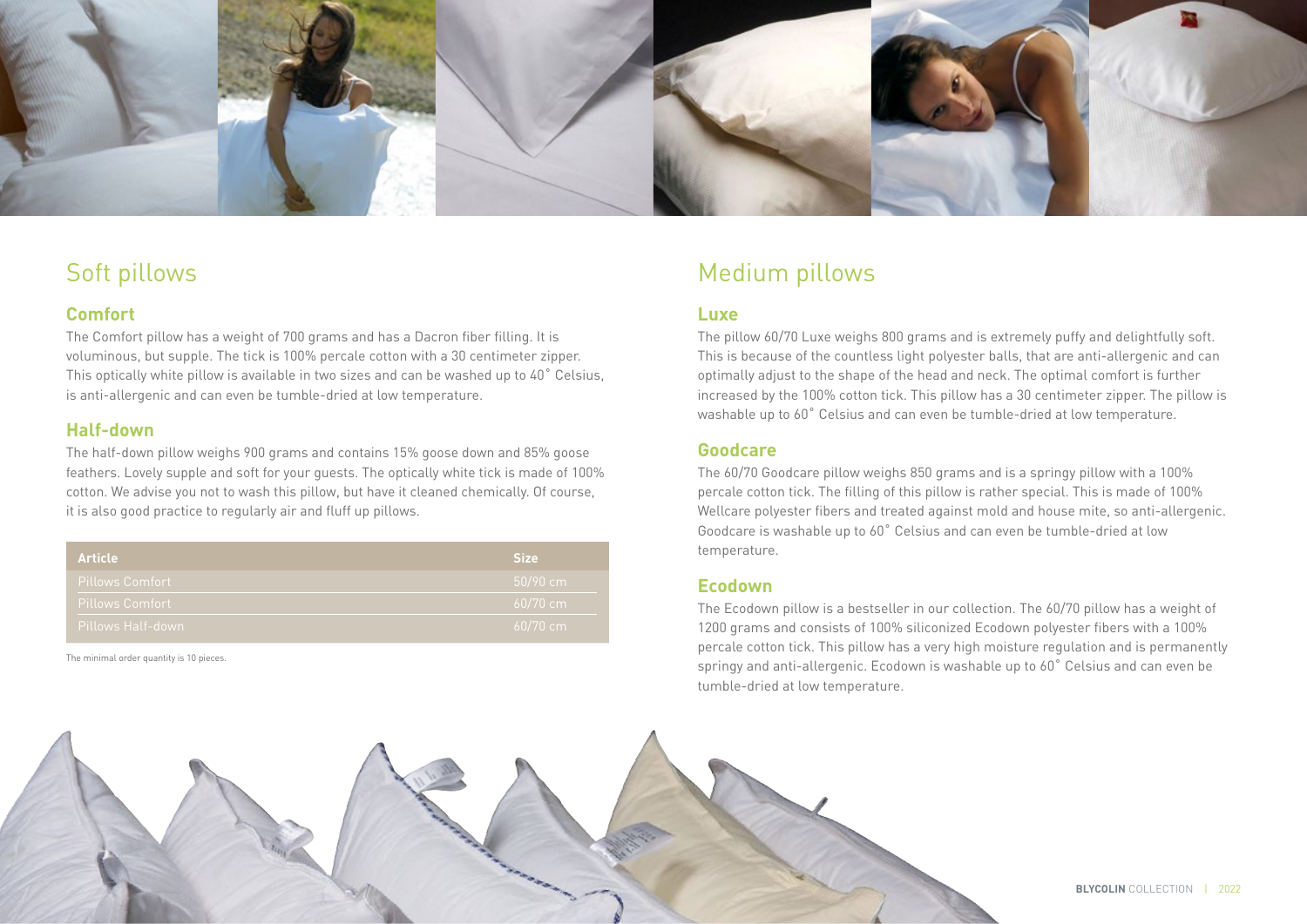## Soft pillows

### Comfort

The Comfort pillow has a weight of 700 grams and has a Dacron fiber filling. It is voluminous, but supple. The tick is 100% percale cotton with a 30 centimeter zipper. This optically white pillow is available in two sizes and can be washed up to 40˚ Celsius, is anti-allergenic and can even be tumble-dried at low temperature.

### Half-down

The half-down pillow weighs 900 grams and contains 15% goose down and 85% goose feathers. Lovely supple and soft for your guests. The optically white tick is made of 100% cotton. We advise you not to wash this pillow, but have it cleaned chemically. Of course, it is also good practice to regularly air and fluff up pillows.

| Article | Size |
|---|---|
| Pillows Comfort | 50/90 cm |
| Pillows Comfort | 60/70 cm |
| Pillows Half-down | 60/70 cm |

The minimal order quantity is 10 pieces.

## Medium pillows

### Luxe

The pillow 60/70 Luxe weighs 800 grams and is extremely puffy and delightfully soft. This is because of the countless light polyester balls, that are anti-allergenic and can optimally adjust to the shape of the head and neck. The optimal comfort is further increased by the 100% cotton tick. This pillow has a 30 centimeter zipper. The pillow is washable up to 60˚ Celsius and can even be tumble-dried at low temperature.

### Goodcare

The 60/70 Goodcare pillow weighs 850 grams and is a springy pillow with a 100% percale cotton tick. The filling of this pillow is rather special. This is made of 100% Wellcare polyester fibers and treated against mold and house mite, so anti-allergenic. Goodcare is washable up to 60˚ Celsius and can even be tumble-dried at low temperature.

### Ecodown

The Ecodown pillow is a bestseller in our collection. The 60/70 pillow has a weight of 1200 grams and consists of 100% siliconized Ecodown polyester fibers with a 100% percale cotton tick. This pillow has a very high moisture regulation and is permanently springy and anti-allergenic. Ecodown is washable up to 60˚ Celsius and can even be tumble-dried at low temperature.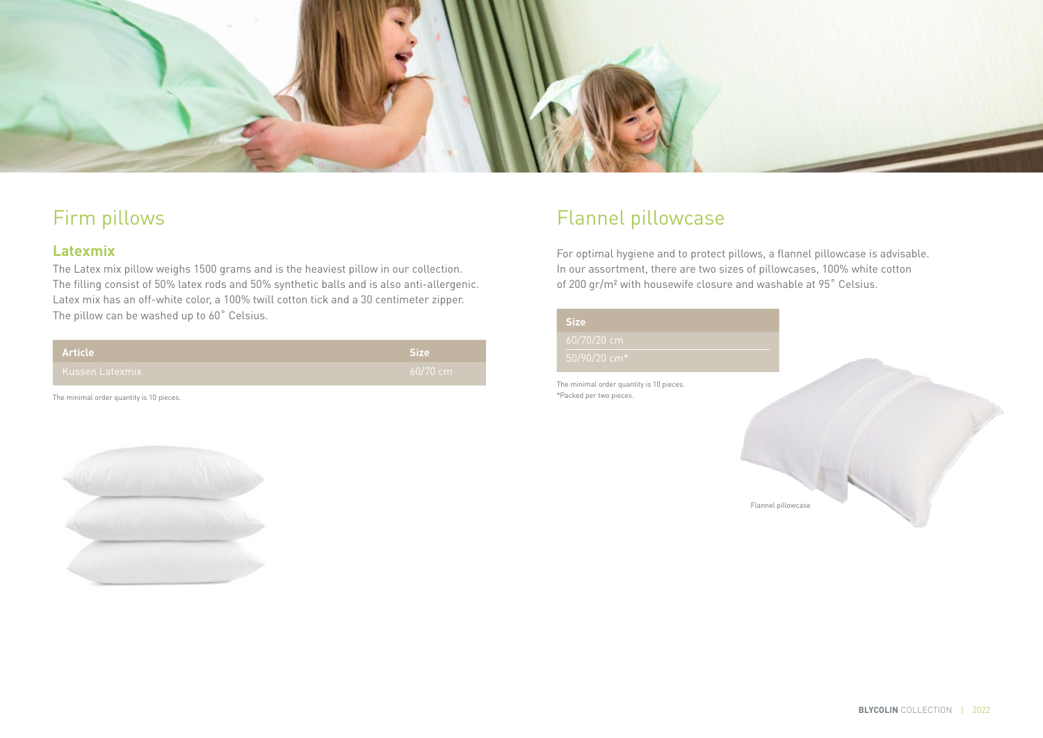# Firm pillows

## Latexmix

The Latex mix pillow weighs 1500 grams and is the heaviest pillow in our collection. The filling consist of 50% latex rods and 50% synthetic balls and is also anti-allergenic. Latex mix has an off-white color, a 100% twill cotton tick and a 30 centimeter zipper. The pillow can be washed up to 60˚ Celsius.

| Article | Size |
| --- | --- |
| Kussen Latexmix | 60/70 cm |

The minimal order quantity is 10 pieces.

# Flannel pillowcase

For optimal hygiene and to protect pillows, a flannel pillowcase is advisable. In our assortment, there are two sizes of pillowcases, 100% white cotton of 200 gr/m² with housewife closure and washable at 95˚ Celsius.

| Size |
| --- |
| 60/70/20 cm |
| 50/90/20 cm* |

The minimal order quantity is 10 pieces.
*Packed per two pieces.

Flannel pillowcase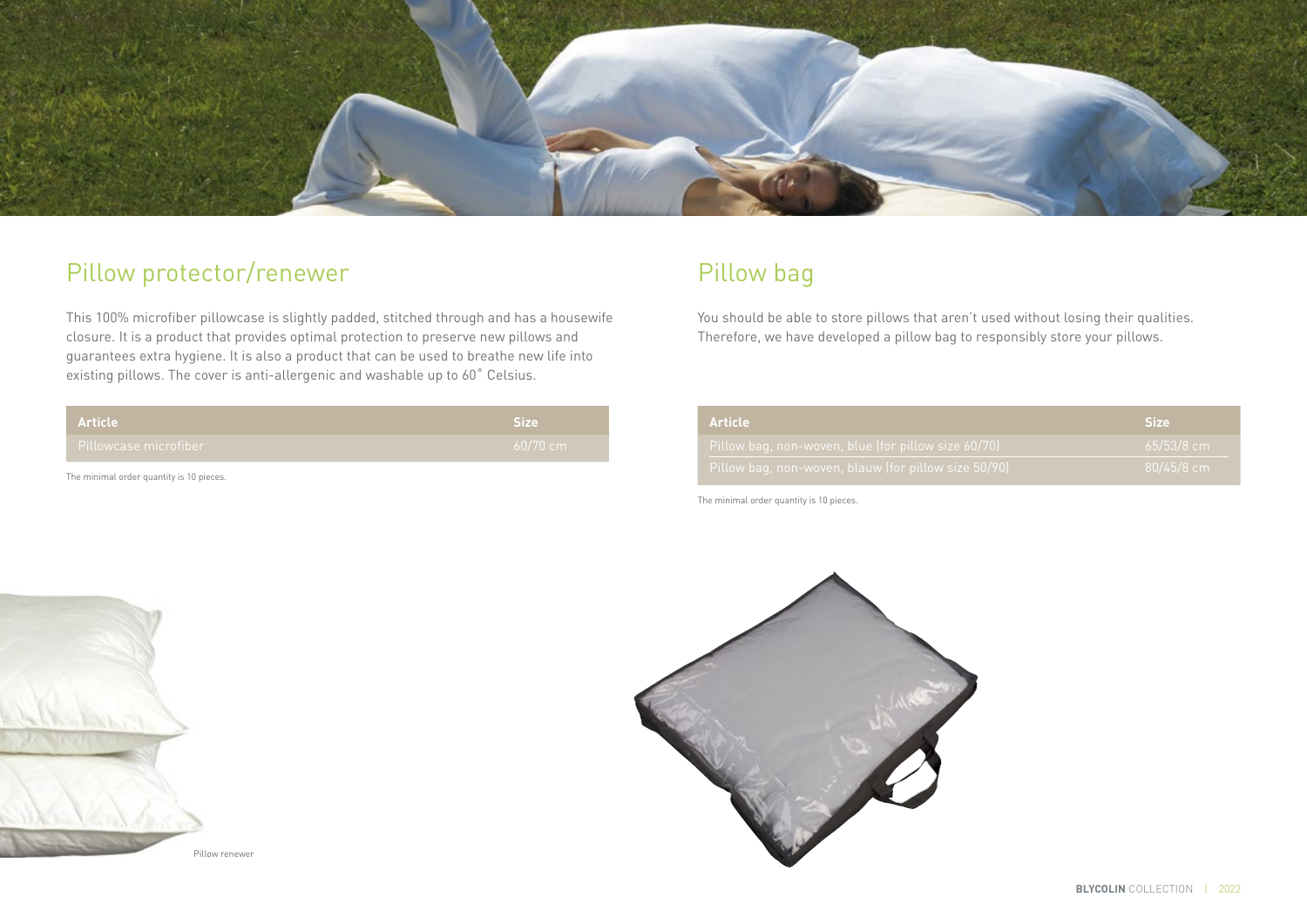## Pillow protector/renewer

This 100% microfiber pillowcase is slightly padded, stitched through and has a housewife closure. It is a product that provides optimal protection to preserve new pillows and guarantees extra hygiene. It is also a product that can be used to breathe new life into existing pillows. The cover is anti-allergenic and washable up to 60° Celsius.

| Article | Size |
|---|---|
| Pillowcase microfiber | 60/70 cm |

The minimal order quantity is 10 pieces.

Pillow renewer

## Pillow bag

You should be able to store pillows that aren't used without losing their qualities. Therefore, we have developed a pillow bag to responsibly store your pillows.

| Article | Size |
|---|---|
| Pillow bag, non-woven, blue (for pillow size 60/70) | 65/53/8 cm |
| Pillow bag, non-woven, blauw (for pillow size 50/90) | 80/45/8 cm |

The minimal order quantity is 10 pieces.